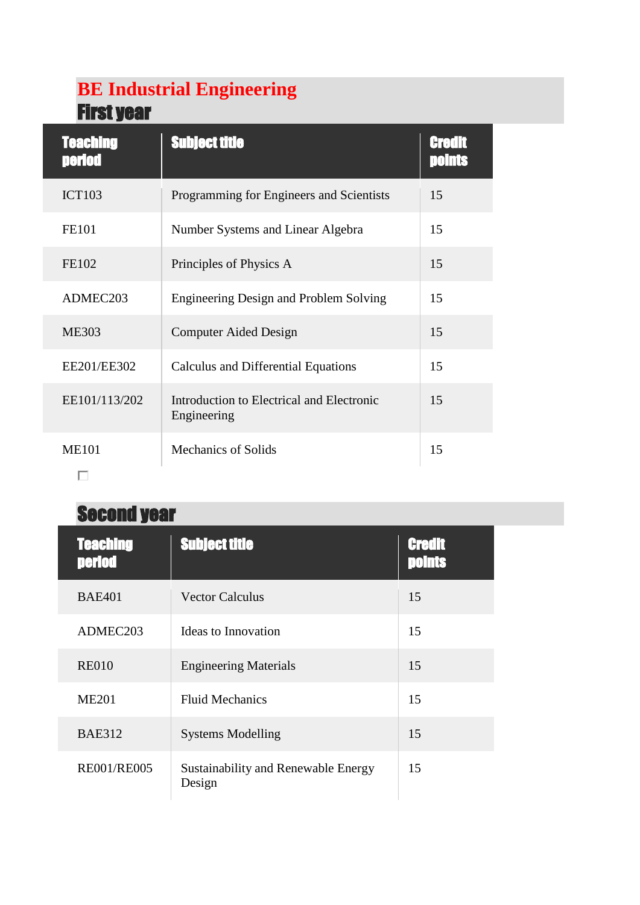# BE Industrial Engineering

## First year

| Teaching period | Subject title | Credit points |
| --- | --- | --- |
| ICT103 | Programming for Engineers and Scientists | 15 |
| FE101 | Number Systems and Linear Algebra | 15 |
| FE102 | Principles of Physics A | 15 |
| ADMEC203 | Engineering Design and Problem Solving | 15 |
| ME303 | Computer Aided Design | 15 |
| EE201/EE302 | Calculus and Differential Equations | 15 |
| EE101/113/202 | Introduction to Electrical and Electronic Engineering | 15 |
| ME101 | Mechanics of Solids | 15 |

## Second year

| Teaching period | Subject title | Credit points |
| --- | --- | --- |
| BAE401 | Vector Calculus | 15 |
| ADMEC203 | Ideas to Innovation | 15 |
| RE010 | Engineering Materials | 15 |
| ME201 | Fluid Mechanics | 15 |
| BAE312 | Systems Modelling | 15 |
| RE001/RE005 | Sustainability and Renewable Energy Design | 15 |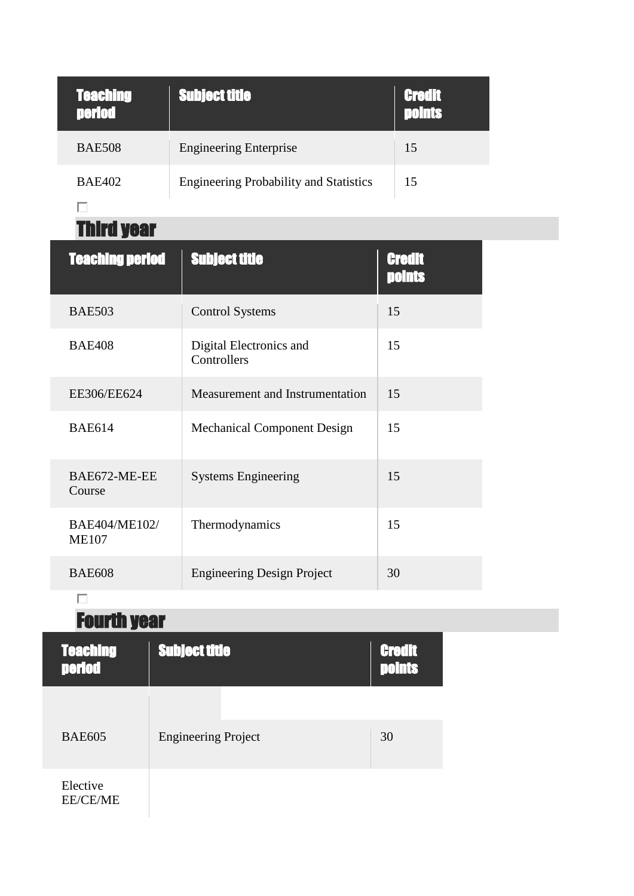| Teaching period | Subject title | Credit points |
| --- | --- | --- |
| BAE508 | Engineering Enterprise | 15 |
| BAE402 | Engineering Probability and Statistics | 15 |

## Third year

| Teaching period | Subject title | Credit points |
| --- | --- | --- |
| BAE503 | Control Systems | 15 |
| BAE408 | Digital Electronics and Controllers | 15 |
| EE306/EE624 | Measurement and Instrumentation | 15 |
| BAE614 | Mechanical Component Design | 15 |
| BAE672-ME-EE Course | Systems Engineering | 15 |
| BAE404/ME102/ ME107 | Thermodynamics | 15 |
| BAE608 | Engineering Design Project | 30 |

## Fourth year

| Teaching period | Subject title | Credit points |
| --- | --- | --- |
| | | |
| BAE605 | Engineering Project | 30 |
| Elective EE/CE/ME | | |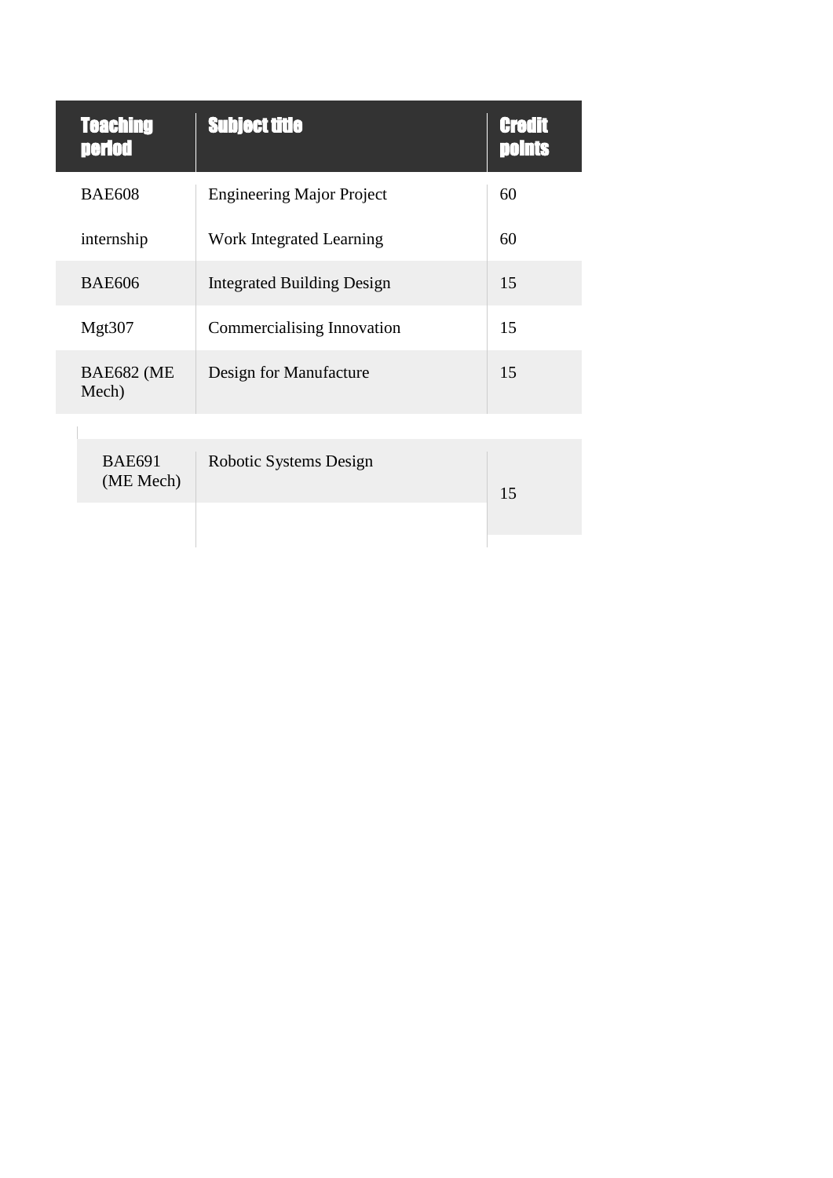| Teaching period | Subject title | Credit points |
| --- | --- | --- |
| BAE608 | Engineering Major Project | 60 |
| internship | Work Integrated Learning | 60 |
| BAE606 | Integrated Building Design | 15 |
| Mgt307 | Commercialising Innovation | 15 |
| BAE682 (ME Mech) | Design for Manufacture | 15 |
| BAE691 (ME Mech) | Robotic Systems Design | 15 |